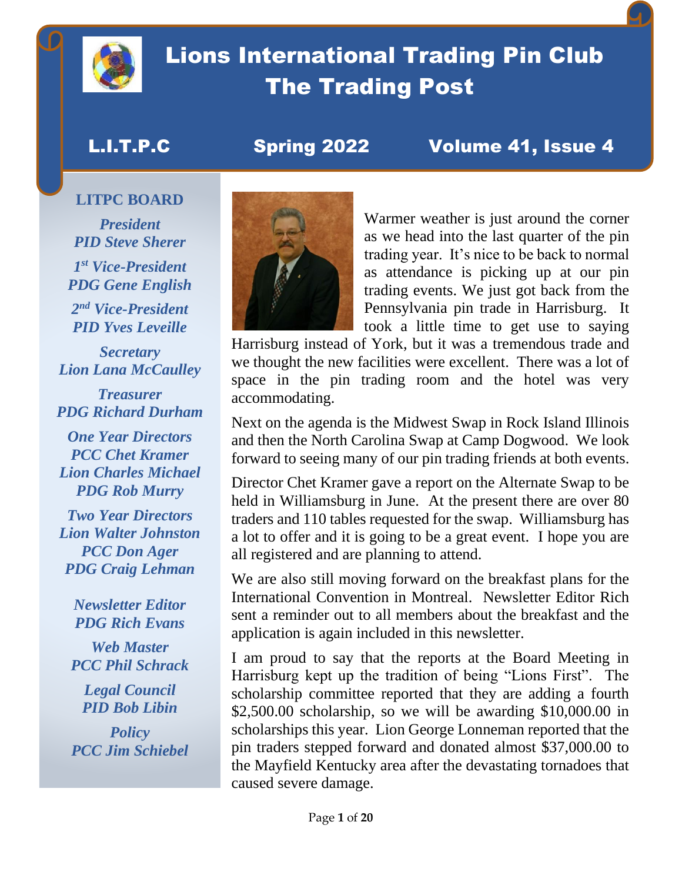# Lions International Trading Pin Club
# The Trading Post

**L.I.T.P.C** | **Spring 2022** | **Volume 41, Issue 4**

## LITPC BOARD

***President***
***PID Steve Sherer***

***1st Vice-President***
***PDG Gene English***

***2nd Vice-President***
***PID Yves Leveille***

***Secretary***
***Lion Lana McCaulley***

***Treasurer***
***PDG Richard Durham***

***One Year Directors***
***PCC Chet Kramer***
***Lion Charles Michael***
***PDG Rob Murry***

***Two Year Directors***
***Lion Walter Johnston***
***PCC Don Ager***
***PDG Craig Lehman***

***Newsletter Editor***
***PDG Rich Evans***

***Web Master***
***PCC Phil Schrack***

***Legal Council***
***PID Bob Libin***

***Policy***
***PCC Jim Schiebel***

Warmer weather is just around the corner as we head into the last quarter of the pin trading year. It's nice to be back to normal as attendance is picking up at our pin trading events. We just got back from the Pennsylvania pin trade in Harrisburg. It took a little time to get use to saying Harrisburg instead of York, but it was a tremendous trade and we thought the new facilities were excellent. There was a lot of space in the pin trading room and the hotel was very accommodating.

Next on the agenda is the Midwest Swap in Rock Island Illinois and then the North Carolina Swap at Camp Dogwood. We look forward to seeing many of our pin trading friends at both events.

Director Chet Kramer gave a report on the Alternate Swap to be held in Williamsburg in June. At the present there are over 80 traders and 110 tables requested for the swap. Williamsburg has a lot to offer and it is going to be a great event. I hope you are all registered and are planning to attend.

We are also still moving forward on the breakfast plans for the International Convention in Montreal. Newsletter Editor Rich sent a reminder out to all members about the breakfast and the application is again included in this newsletter.

I am proud to say that the reports at the Board Meeting in Harrisburg kept up the tradition of being "Lions First". The scholarship committee reported that they are adding a fourth $2,500.00 scholarship, so we will be awarding $10,000.00 in scholarships this year. Lion George Lonneman reported that the pin traders stepped forward and donated almost $37,000.00 to the Mayfield Kentucky area after the devastating tornadoes that caused severe damage.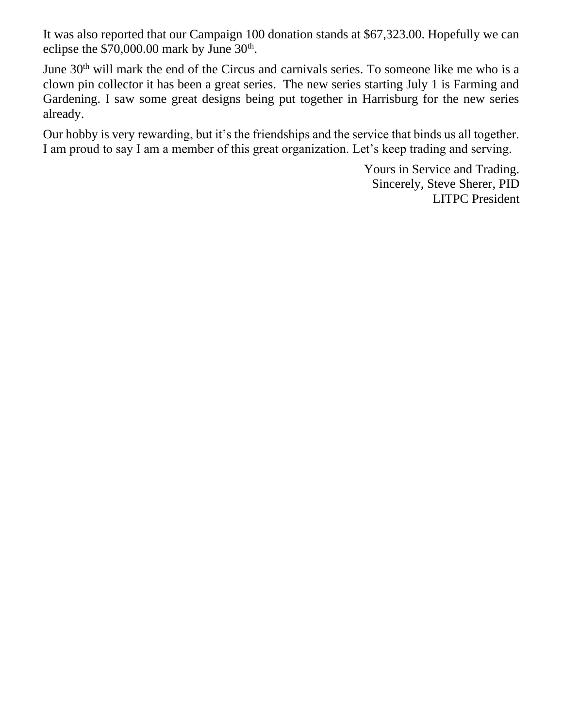It was also reported that our Campaign 100 donation stands at $67,323.00. Hopefully we can eclipse the $70,000.00 mark by June 30th.

June 30th will mark the end of the Circus and carnivals series. To someone like me who is a clown pin collector it has been a great series. The new series starting July 1 is Farming and Gardening. I saw some great designs being put together in Harrisburg for the new series already.

Our hobby is very rewarding, but it's the friendships and the service that binds us all together. I am proud to say I am a member of this great organization. Let's keep trading and serving.

Yours in Service and Trading.
Sincerely, Steve Sherer, PID
LITPC President